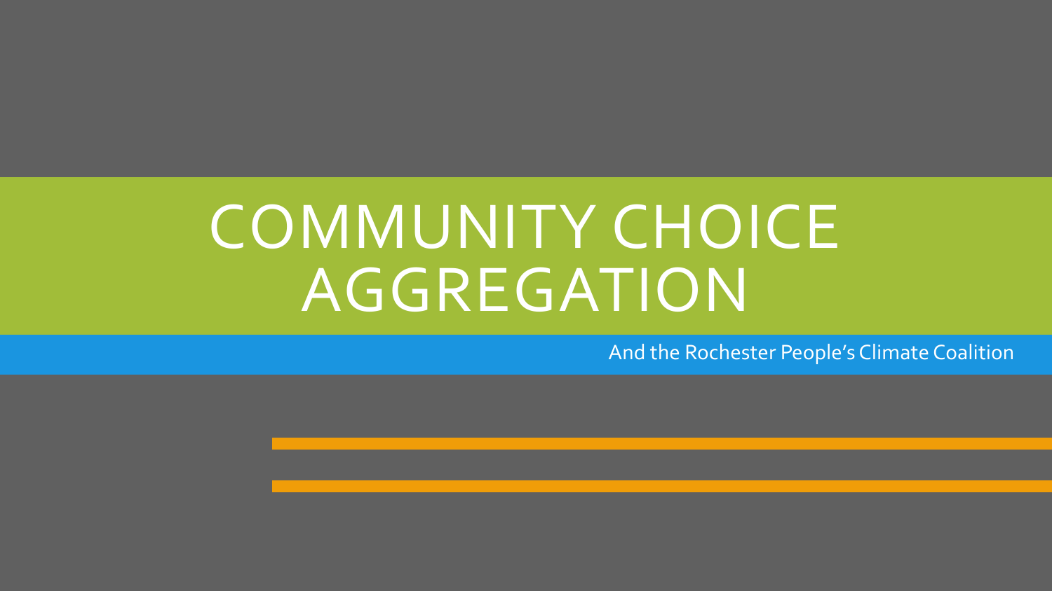# COMMUNITY CHOICE AGGREGATION

And the Rochester People's Climate Coalition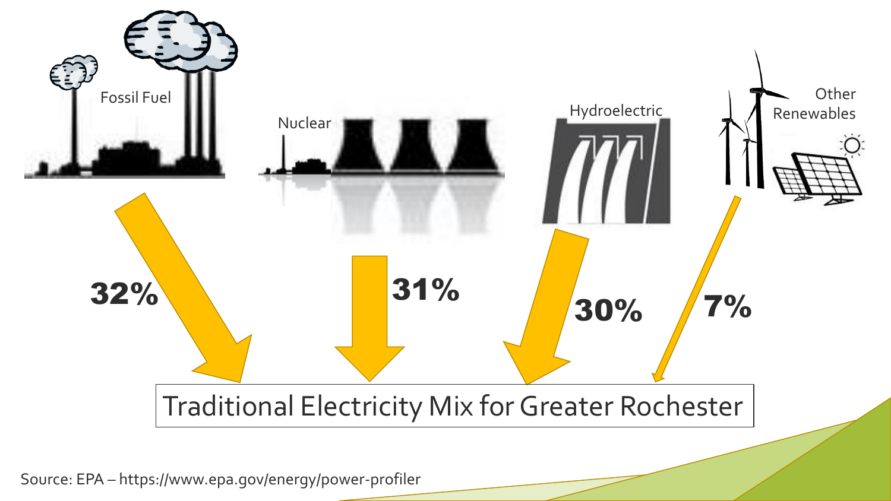Fossil Fuel

Nuclear

Hydroelectric

Other Renewables

32%

31%

30%

7%

Traditional Electricity Mix for Greater Rochester

Source: EPA – https://www.epa.gov/energy/power-profiler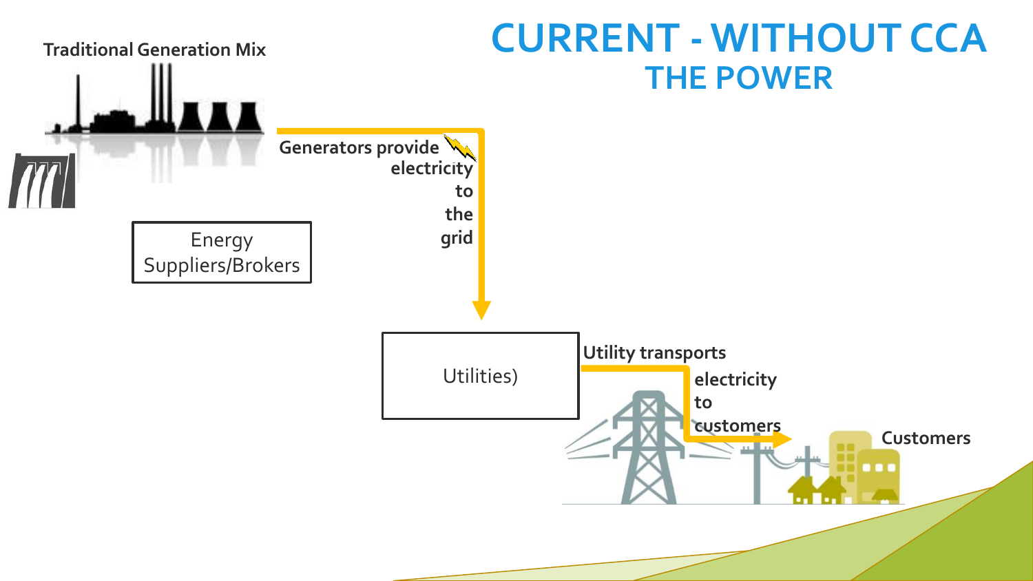# CURRENT - WITHOUT CCA

## THE POWER

Traditional Generation Mix

Generators provide electricity to the grid

Energy Suppliers/Brokers

Utilities)

Utility transports electricity to customers

Customers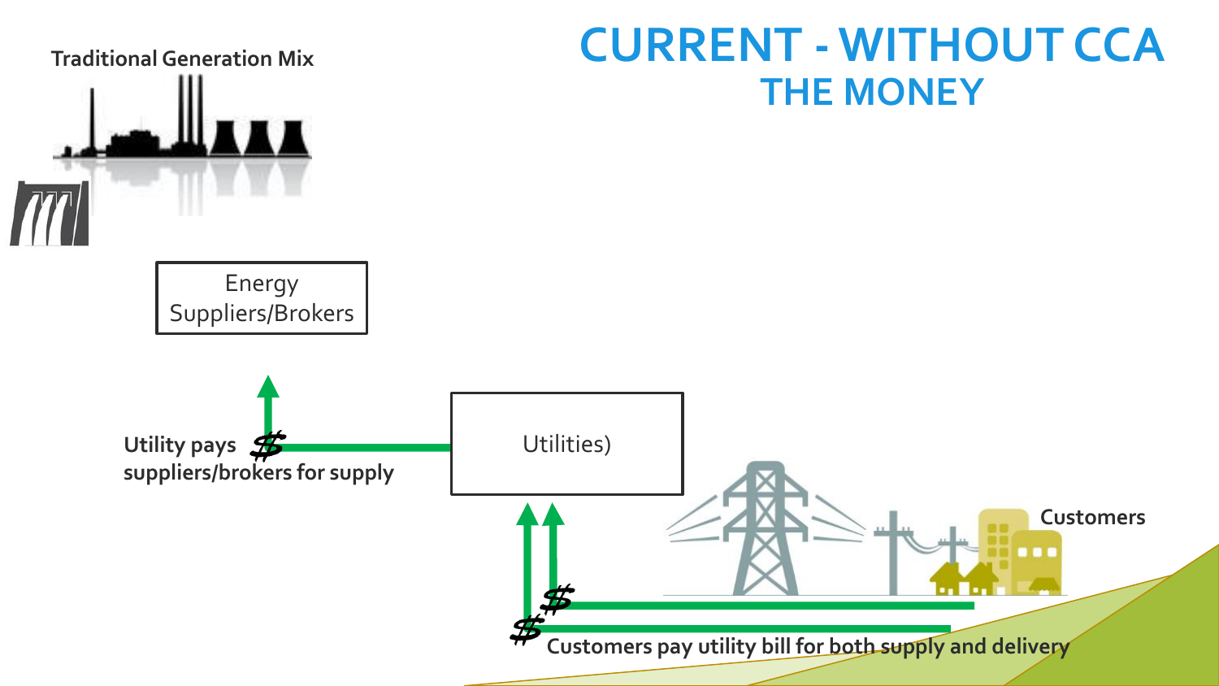# CURRENT - WITHOUT CCA

## THE MONEY

Traditional Generation Mix

Energy Suppliers/Brokers

Utility pays suppliers/brokers for supply

Utilities)

Customers

Customers pay utility bill for both supply and delivery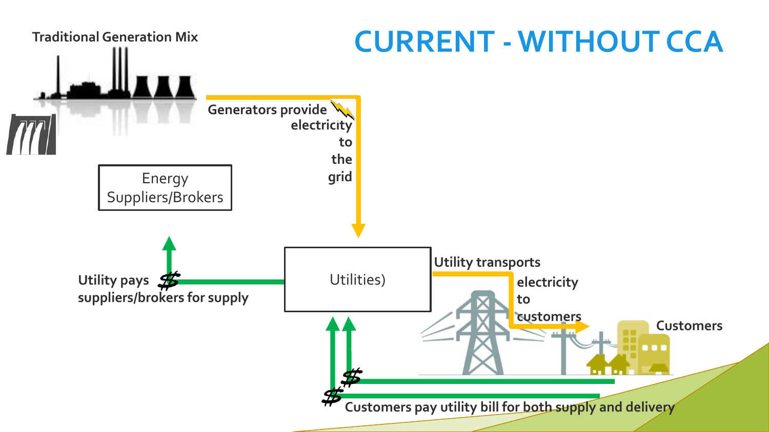# CURRENT - WITHOUT CCA

Traditional Generation Mix

Generators provide electricity to the grid

Energy Suppliers/Brokers

Utility pays suppliers/brokers for supply

Utilities)

Utility transports electricity to customers

Customers

Customers pay utility bill for both supply and delivery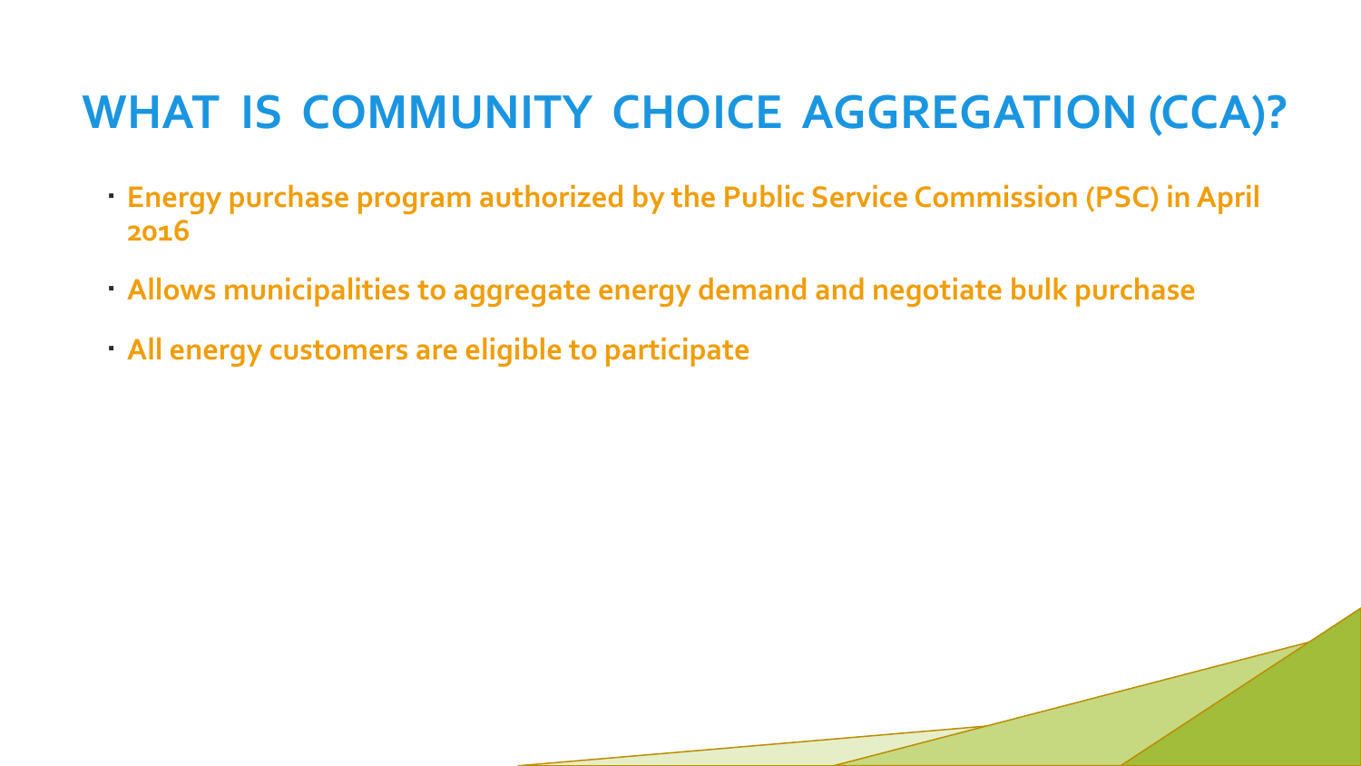# WHAT IS COMMUNITY CHOICE AGGREGATION (CCA)?

- Energy purchase program authorized by the Public Service Commission (PSC) in April 2016
- Allows municipalities to aggregate energy demand and negotiate bulk purchase
- All energy customers are eligible to participate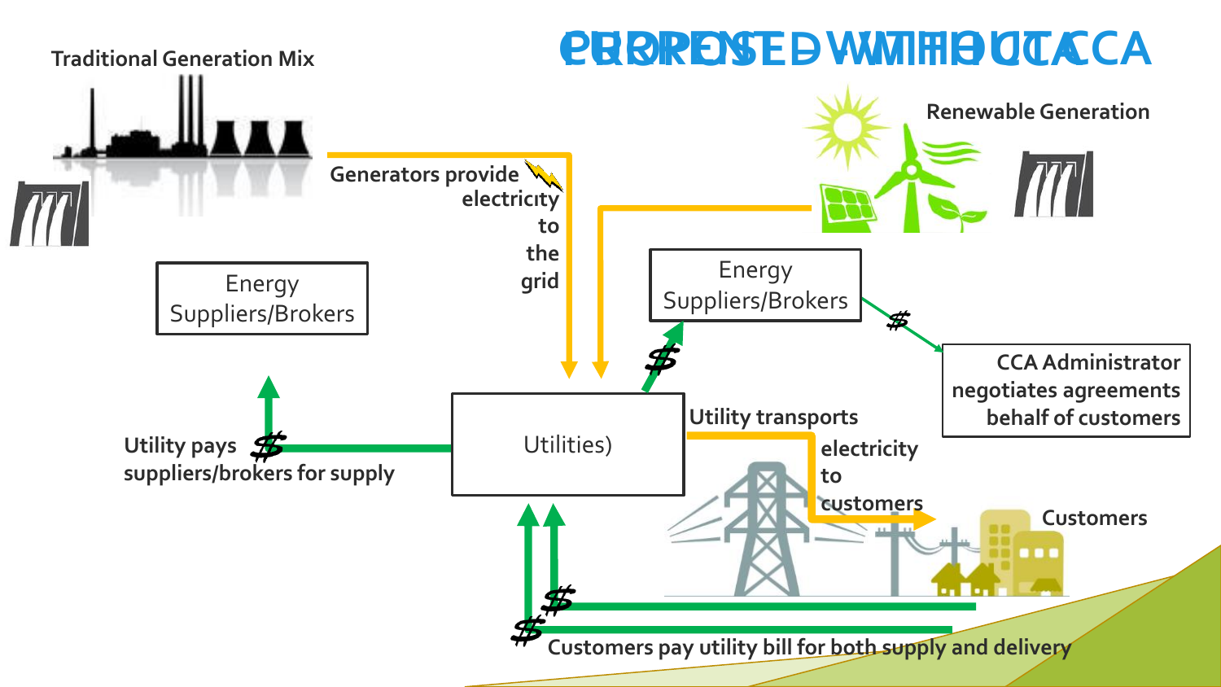# CURRENT WITHOUT CCA / PROPOSED WITH CCA

Traditional Generation Mix

Renewable Generation

Generators provide electricity to the grid

Energy Suppliers/Brokers

Energy Suppliers/Brokers

CCA Administrator negotiates agreements behalf of customers

Utility pays suppliers/brokers for supply

Utilities)

Utility transports electricity to customers

Customers

Customers pay utility bill for both supply and delivery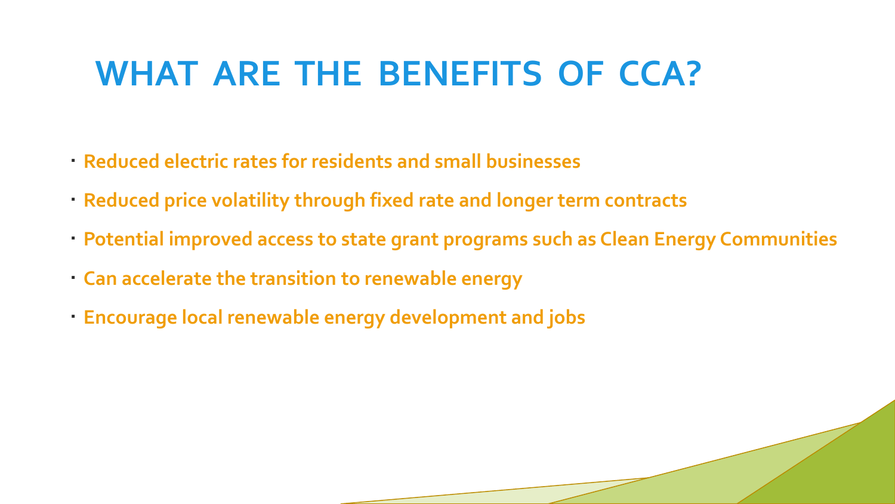# WHAT ARE THE BENEFITS OF CCA?

- **Reduced electric rates for residents and small businesses**
- **Reduced price volatility through fixed rate and longer term contracts**
- **Potential improved access to state grant programs such as Clean Energy Communities**
- **Can accelerate the transition to renewable energy**
- **Encourage local renewable energy development and jobs**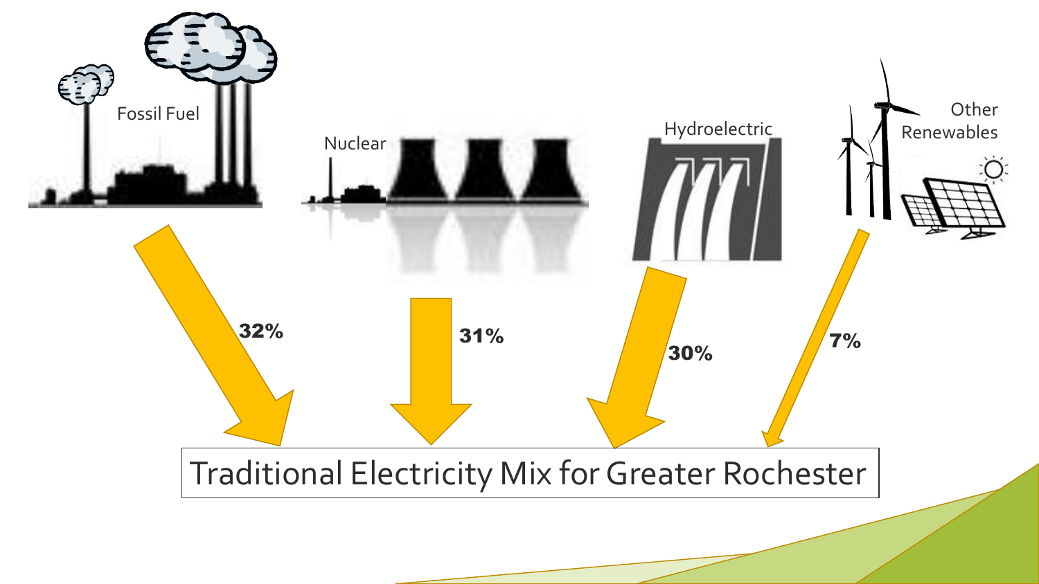Fossil Fuel

Nuclear

Hydroelectric

Other Renewables

32%

31%

30%

7%

Traditional Electricity Mix for Greater Rochester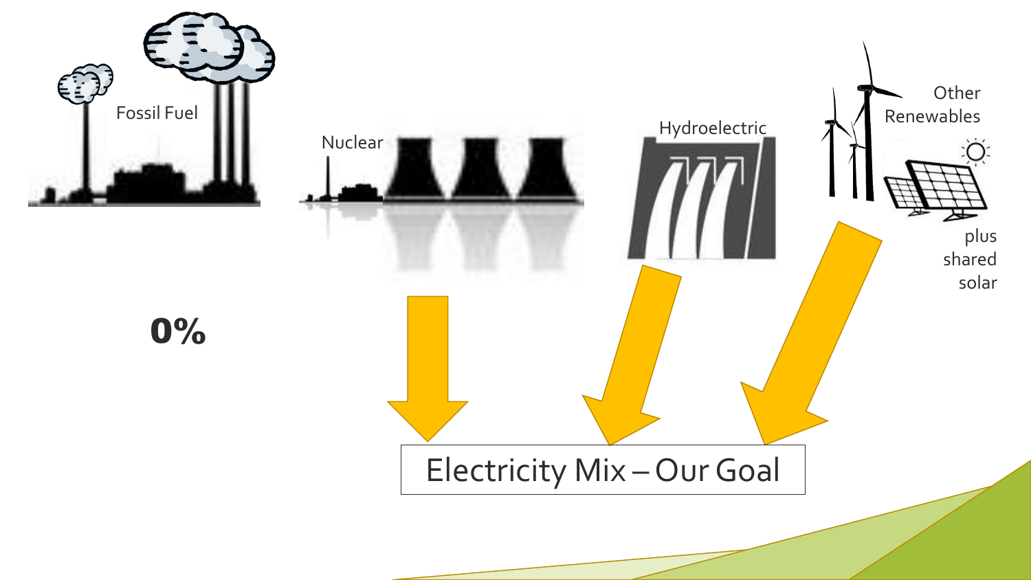Fossil Fuel

Nuclear

Hydroelectric

Other Renewables

plus shared solar

**0%**

Electricity Mix – Our Goal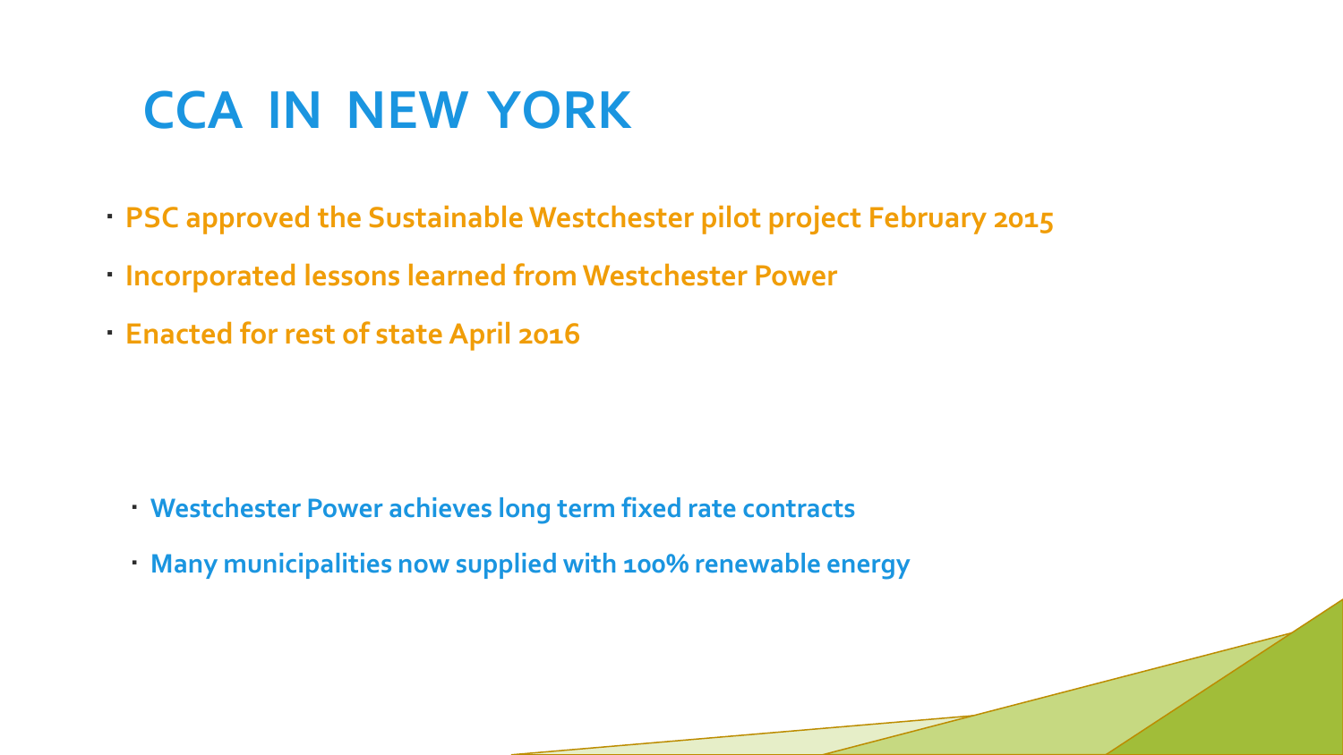# CCA IN NEW YORK

- PSC approved the Sustainable Westchester pilot project February 2015
- Incorporated lessons learned from Westchester Power
- Enacted for rest of state April 2016

  - Westchester Power achieves long term fixed rate contracts
  - Many municipalities now supplied with 100% renewable energy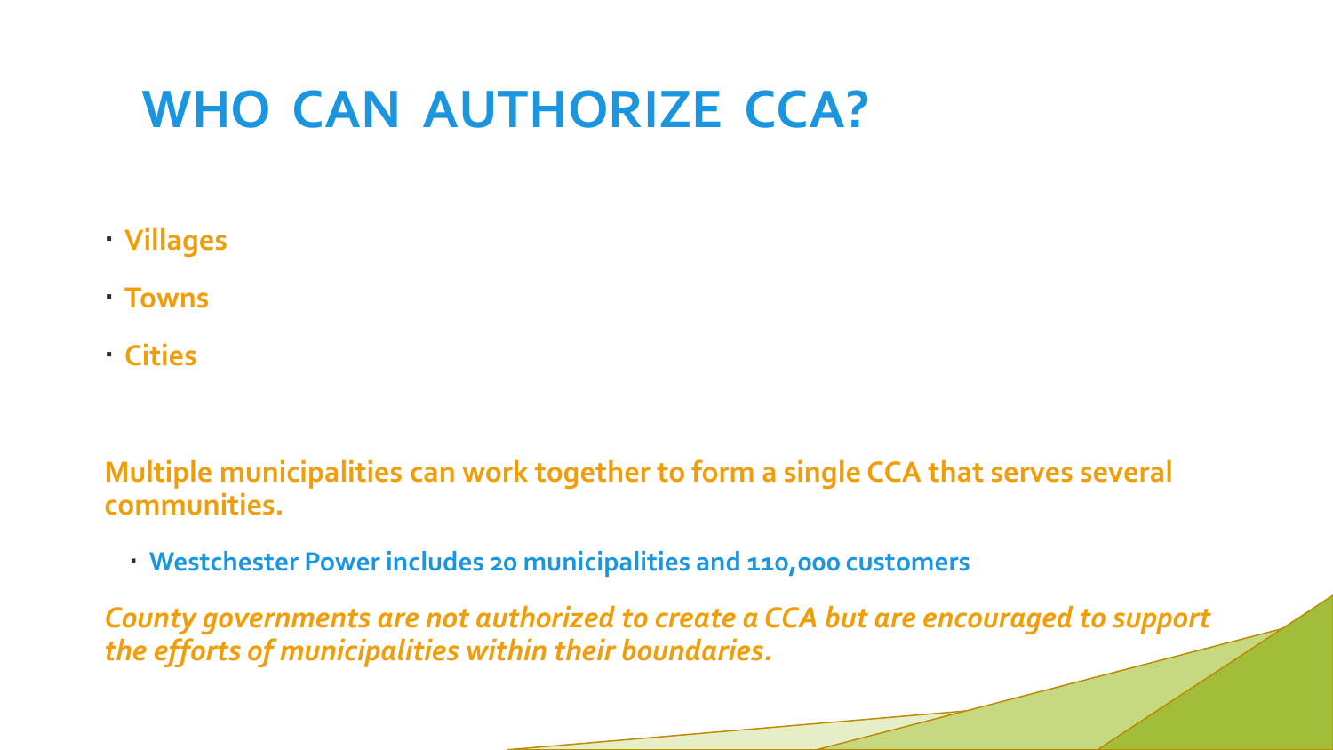# WHO CAN AUTHORIZE CCA?

- **Villages**
- **Towns**
- **Cities**

**Multiple municipalities can work together to form a single CCA that serves several communities.**

- **Westchester Power includes 20 municipalities and 110,000 customers**

***County governments are not authorized to create a CCA but are encouraged to support the efforts of municipalities within their boundaries.***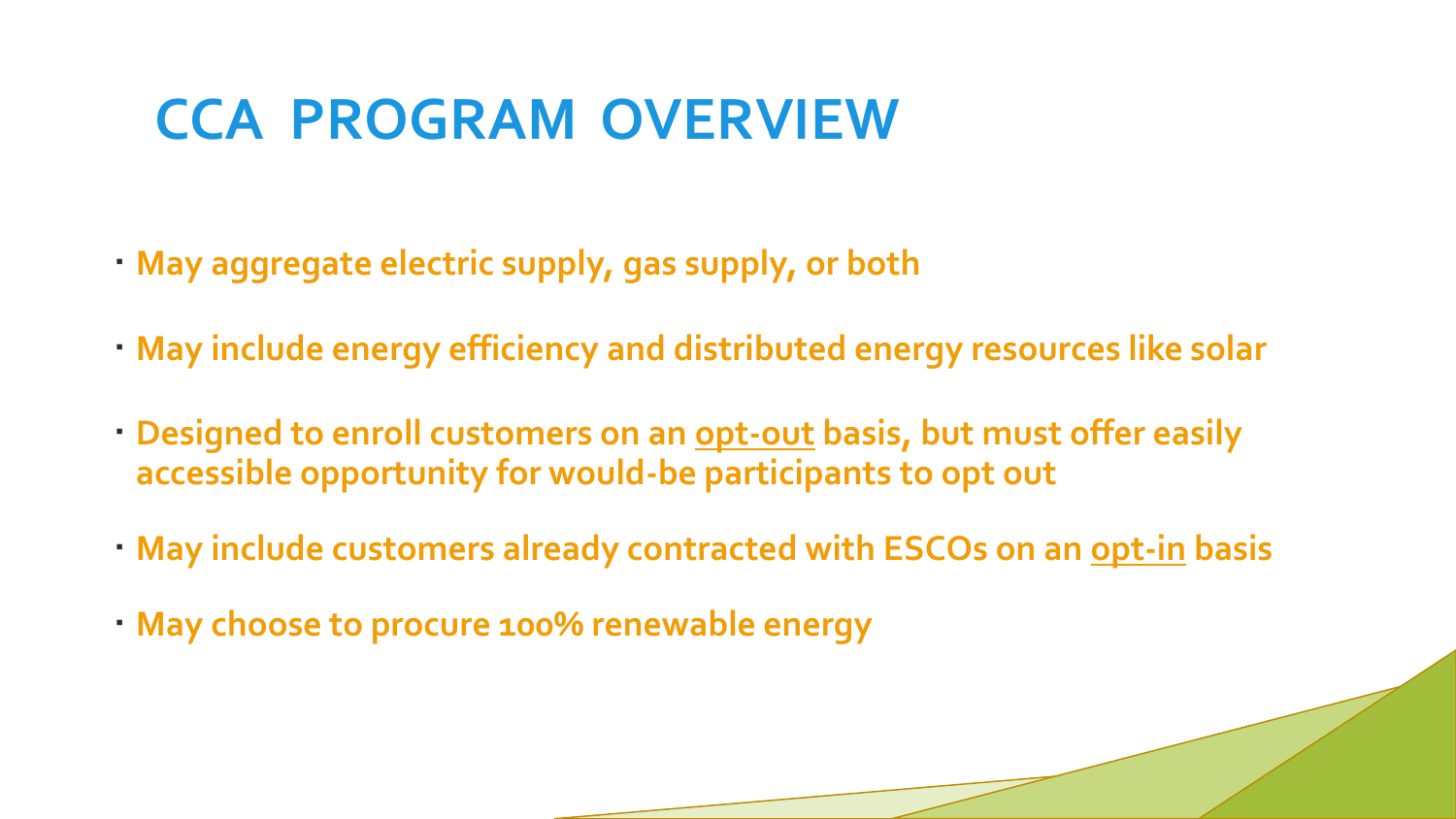# CCA PROGRAM OVERVIEW

- May aggregate electric supply, gas supply, or both
- May include energy efficiency and distributed energy resources like solar
- Designed to enroll customers on an opt-out basis, but must offer easily accessible opportunity for would-be participants to opt out
- May include customers already contracted with ESCOs on an opt-in basis
- May choose to procure 100% renewable energy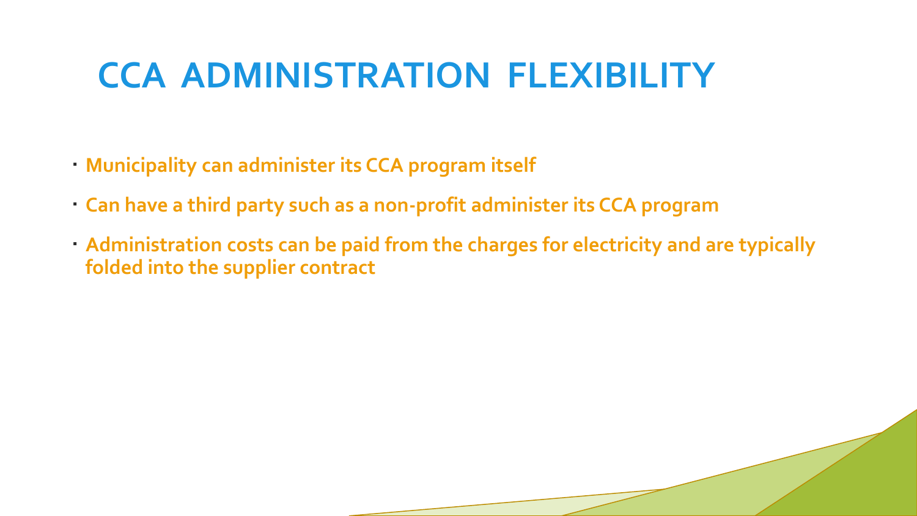# CCA ADMINISTRATION FLEXIBILITY

- **Municipality can administer its CCA program itself**
- **Can have a third party such as a non-profit administer its CCA program**
- **Administration costs can be paid from the charges for electricity and are typically folded into the supplier contract**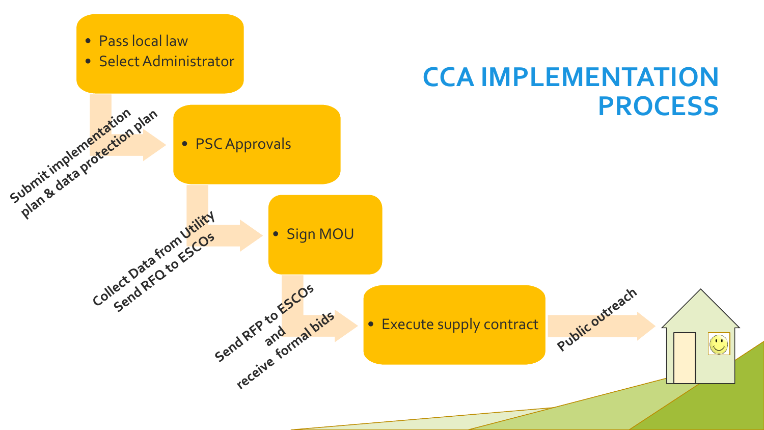# CCA IMPLEMENTATION PROCESS

- Pass local law
- Select Administrator

Submit implementation plan & data protection plan

- PSC Approvals

Collect Data from Utility
Send RFQ to ESCOs

- Sign MOU

Send RFP to ESCOs and receive formal bids

- Execute supply contract

Public outreach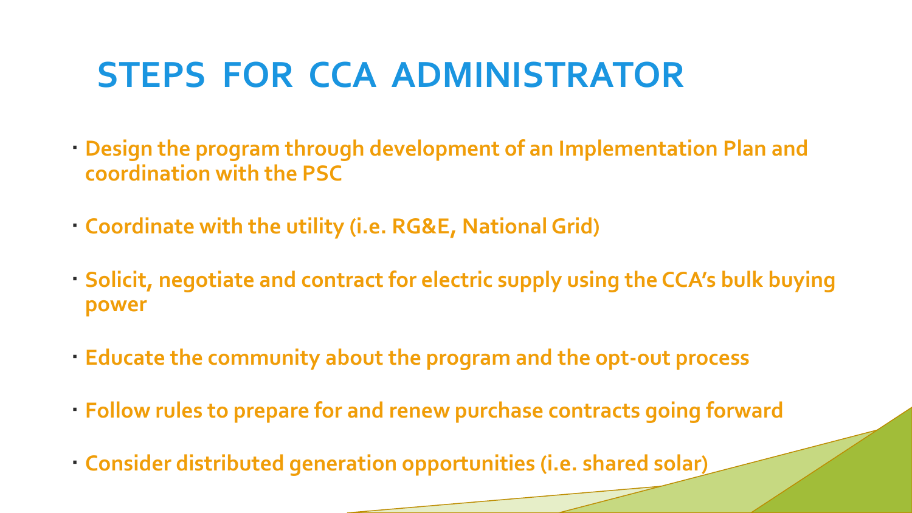# STEPS FOR CCA ADMINISTRATOR

- **Design the program through development of an Implementation Plan and coordination with the PSC**
- **Coordinate with the utility (i.e. RG&E, National Grid)**
- **Solicit, negotiate and contract for electric supply using the CCA's bulk buying power**
- **Educate the community about the program and the opt-out process**
- **Follow rules to prepare for and renew purchase contracts going forward**
- **Consider distributed generation opportunities (i.e. shared solar)**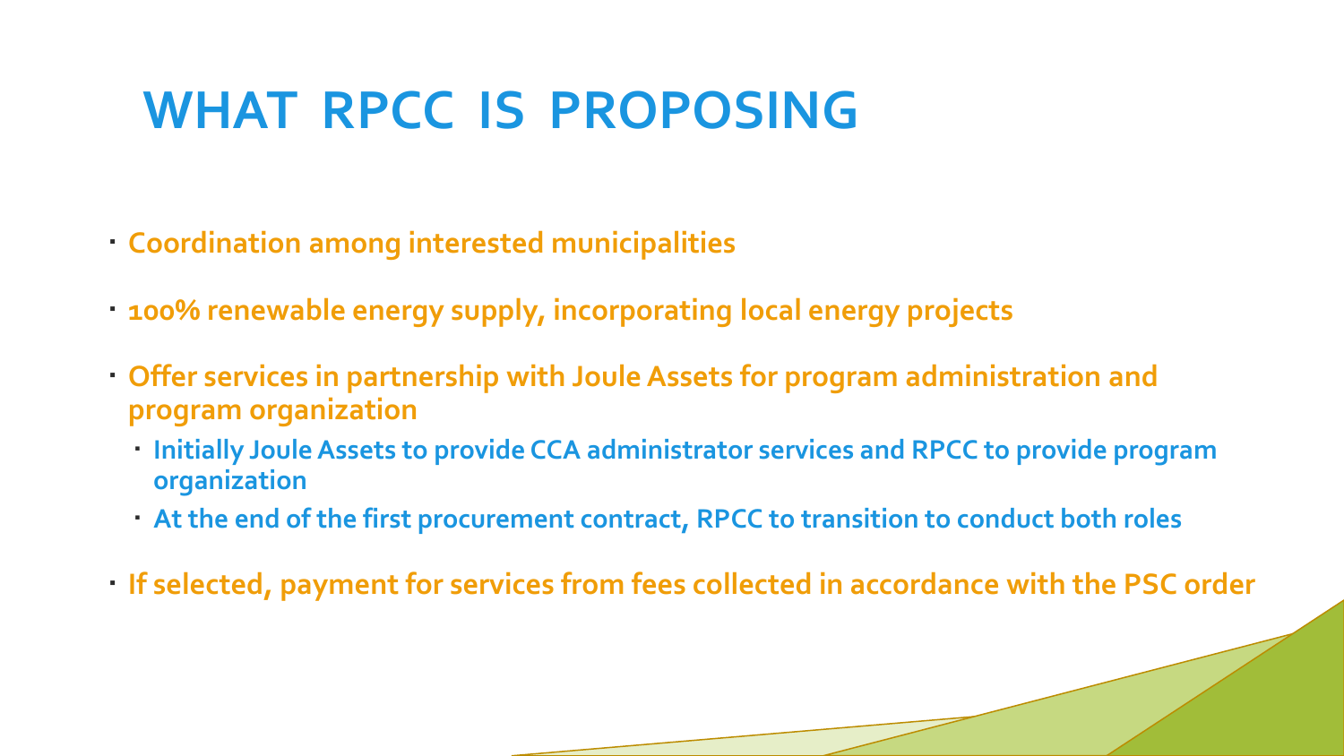# WHAT RPCC IS PROPOSING

- Coordination among interested municipalities
- 100% renewable energy supply, incorporating local energy projects
- Offer services in partnership with Joule Assets for program administration and program organization
  - Initially Joule Assets to provide CCA administrator services and RPCC to provide program organization
  - At the end of the first procurement contract, RPCC to transition to conduct both roles
- If selected, payment for services from fees collected in accordance with the PSC order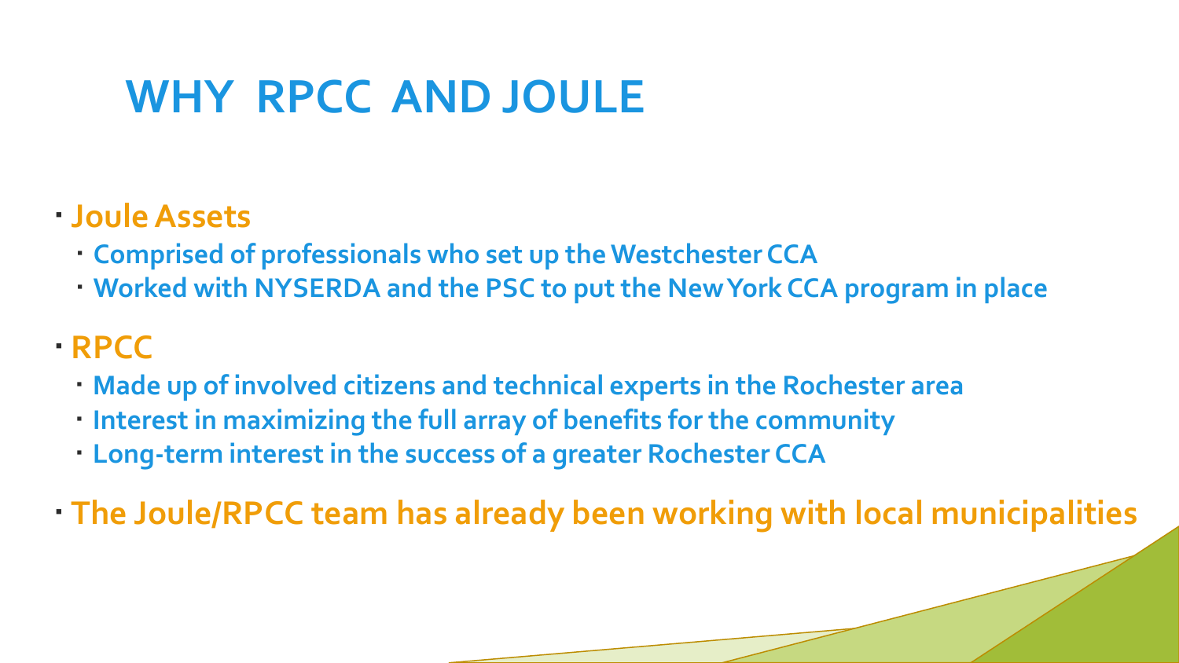# WHY RPCC AND JOULE

- **Joule Assets**
  - **Comprised of professionals who set up the Westchester CCA**
  - **Worked with NYSERDA and the PSC to put the New York CCA program in place**
- **RPCC**
  - **Made up of involved citizens and technical experts in the Rochester area**
  - **Interest in maximizing the full array of benefits for the community**
  - **Long-term interest in the success of a greater Rochester CCA**
- **The Joule/RPCC team has already been working with local municipalities**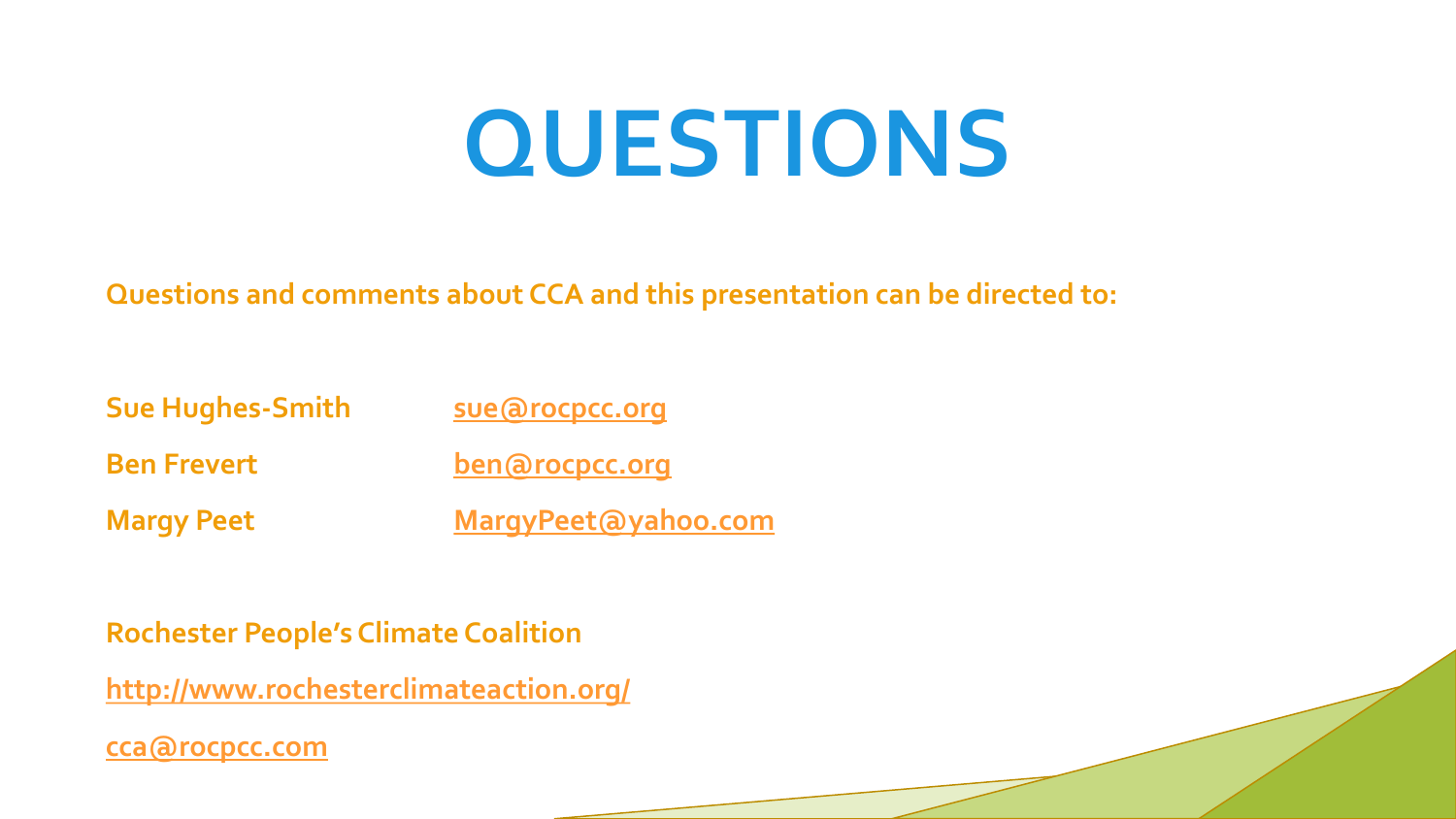# QUESTIONS

**Questions and comments about CCA and this presentation can be directed to:**

| | |
|---|---|
| **Sue Hughes-Smith** | **sue@rocpcc.org** |
| **Ben Frevert** | **ben@rocpcc.org** |
| **Margy Peet** | **MargyPeet@yahoo.com** |

**Rochester People's Climate Coalition**

**http://www.rochesterclimateaction.org/**

**cca@rocpcc.com**